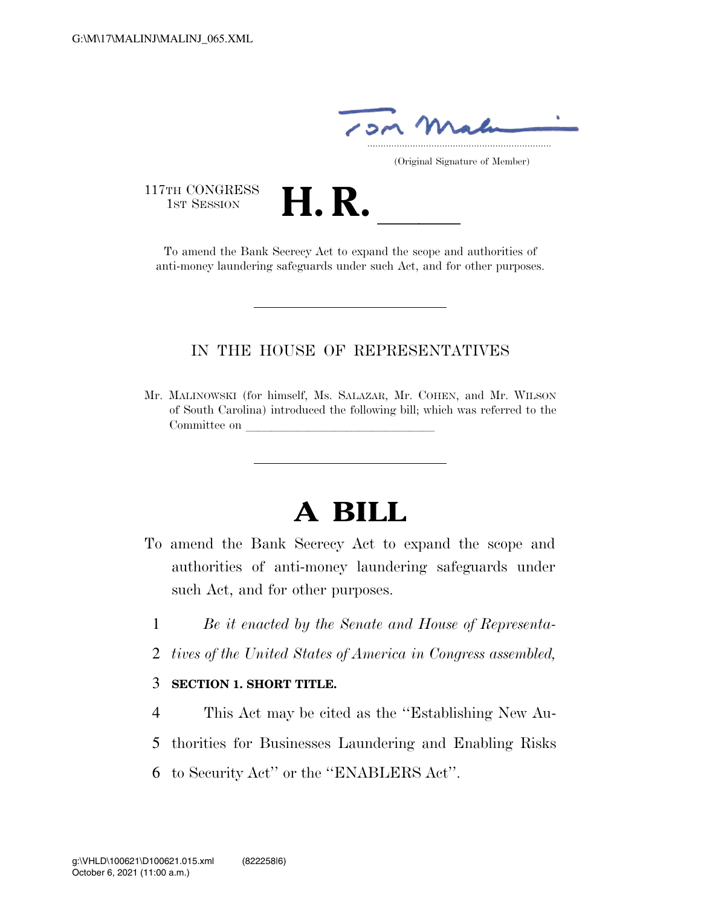G:\M\17\MALINJ\MALINJ_065.XML

(Original Signature of Member)

117TH CONGRESS
1ST SESSION

# H. R. ______

To amend the Bank Secrecy Act to expand the scope and authorities of anti-money laundering safeguards under such Act, and for other purposes.

---

IN THE HOUSE OF REPRESENTATIVES

Mr. MALINOWSKI (for himself, Ms. SALAZAR, Mr. COHEN, and Mr. WILSON of South Carolina) introduced the following bill; which was referred to the Committee on ______________________________

---

# A BILL

To amend the Bank Secrecy Act to expand the scope and authorities of anti-money laundering safeguards under such Act, and for other purposes.

1 *Be it enacted by the Senate and House of Representa-*
2 *tives of the United States of America in Congress assembled,*

3 **SECTION 1. SHORT TITLE.**

4 This Act may be cited as the "Establishing New Au-
5 thorities for Businesses Laundering and Enabling Risks
6 to Security Act" or the "ENABLERS Act".

g:\VHLD\100621\D100621.015.xml (822258|6)
October 6, 2021 (11:00 a.m.)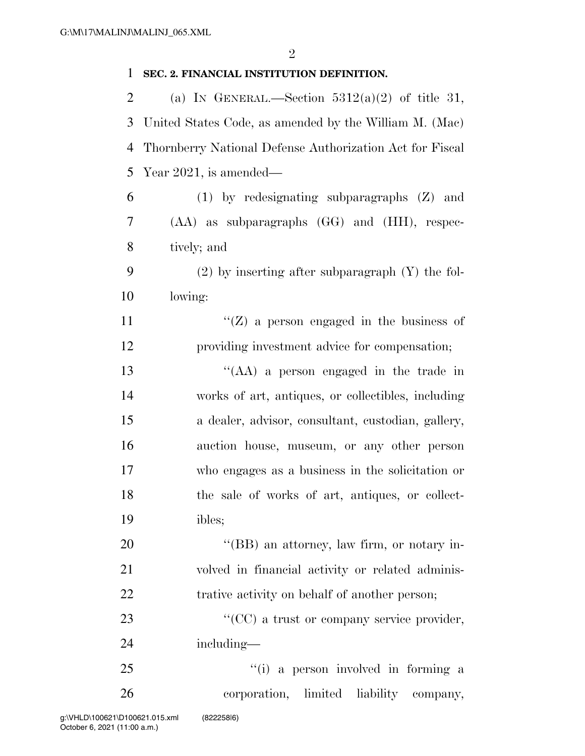**SEC. 2. FINANCIAL INSTITUTION DEFINITION.**

(a) IN GENERAL.—Section 5312(a)(2) of title 31, United States Code, as amended by the William M. (Mac) Thornberry National Defense Authorization Act for Fiscal Year 2021, is amended—

(1) by redesignating subparagraphs (Z) and (AA) as subparagraphs (GG) and (HH), respectively; and

(2) by inserting after subparagraph (Y) the following:

''(Z) a person engaged in the business of providing investment advice for compensation;

''(AA) a person engaged in the trade in works of art, antiques, or collectibles, including a dealer, advisor, consultant, custodian, gallery, auction house, museum, or any other person who engages as a business in the solicitation or the sale of works of art, antiques, or collectibles;

''(BB) an attorney, law firm, or notary involved in financial activity or related administrative activity on behalf of another person;

''(CC) a trust or company service provider, including—

''(i) a person involved in forming a corporation, limited liability company,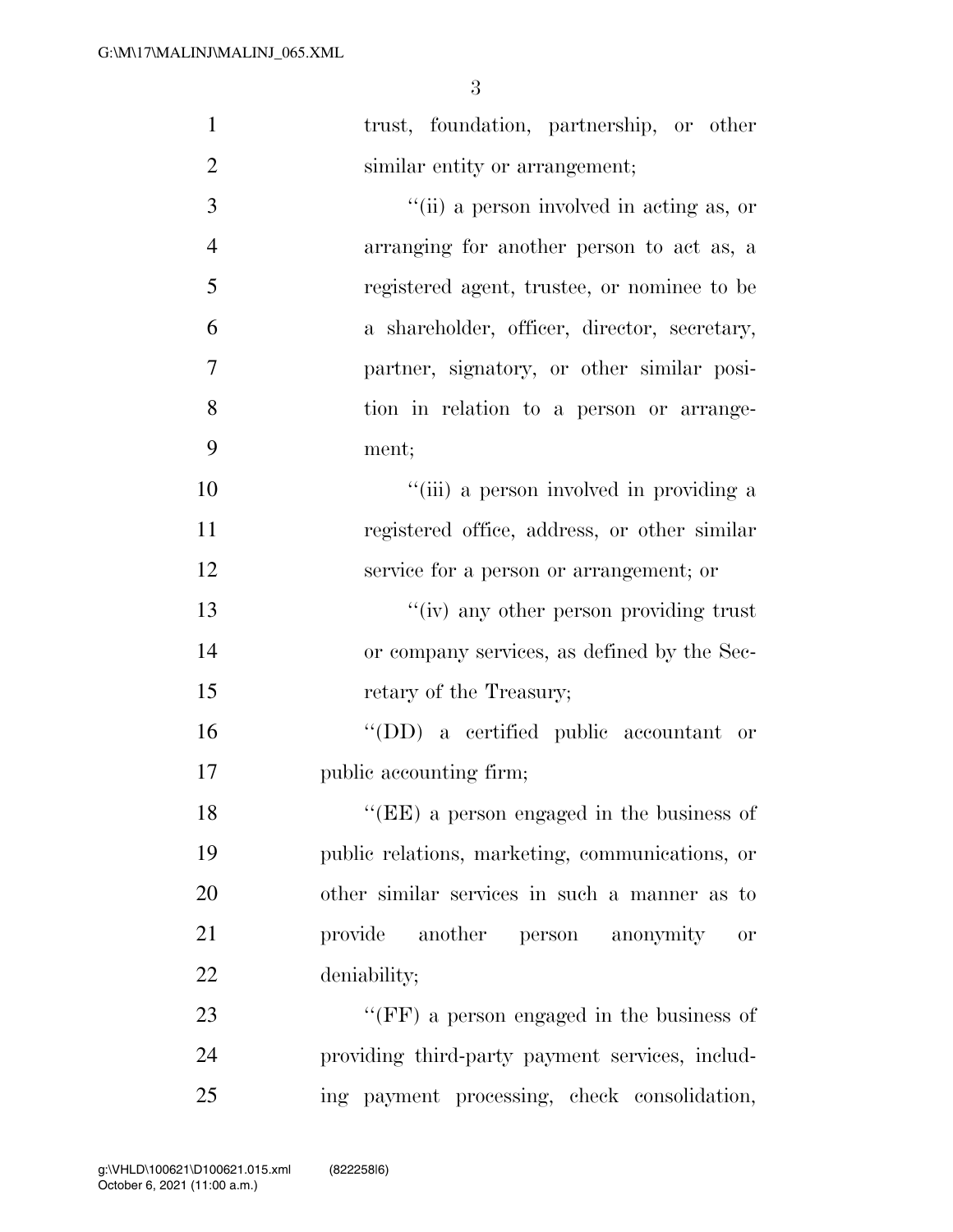trust, foundation, partnership, or other similar entity or arrangement;

''(ii) a person involved in acting as, or arranging for another person to act as, a registered agent, trustee, or nominee to be a shareholder, officer, director, secretary, partner, signatory, or other similar position in relation to a person or arrangement;

''(iii) a person involved in providing a registered office, address, or other similar service for a person or arrangement; or

''(iv) any other person providing trust or company services, as defined by the Secretary of the Treasury;

''(DD) a certified public accountant or public accounting firm;

''(EE) a person engaged in the business of public relations, marketing, communications, or other similar services in such a manner as to provide another person anonymity or deniability;

''(FF) a person engaged in the business of providing third-party payment services, including payment processing, check consolidation,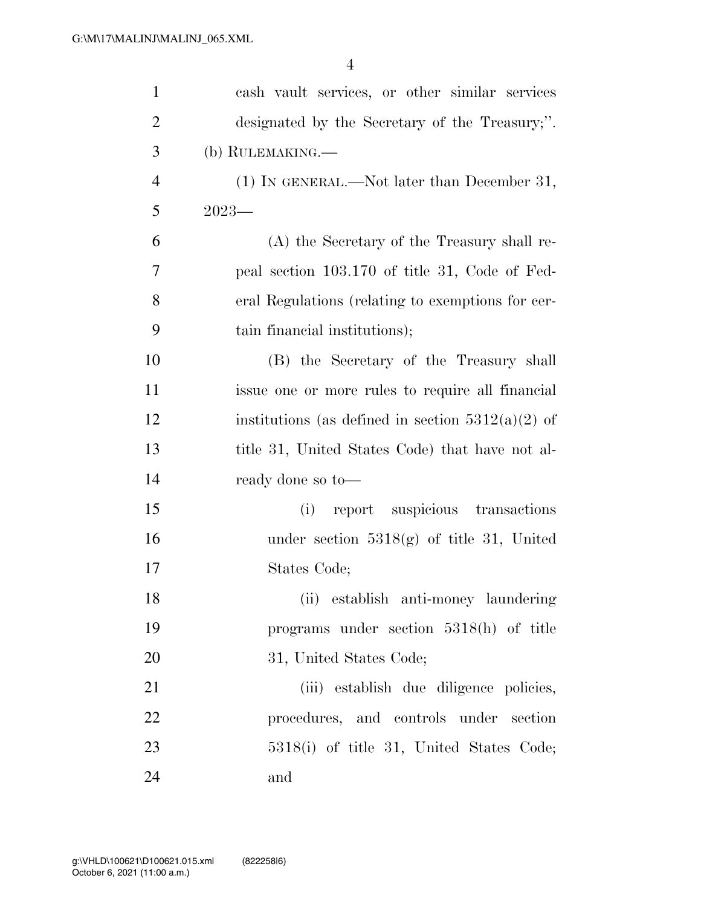cash vault services, or other similar services designated by the Secretary of the Treasury;''.

(b) RULEMAKING.—

(1) IN GENERAL.—Not later than December 31, 2023—

(A) the Secretary of the Treasury shall repeal section 103.170 of title 31, Code of Federal Regulations (relating to exemptions for certain financial institutions);

(B) the Secretary of the Treasury shall issue one or more rules to require all financial institutions (as defined in section 5312(a)(2) of title 31, United States Code) that have not already done so to—

(i) report suspicious transactions under section 5318(g) of title 31, United States Code;

(ii) establish anti-money laundering programs under section 5318(h) of title 31, United States Code;

(iii) establish due diligence policies, procedures, and controls under section 5318(i) of title 31, United States Code; and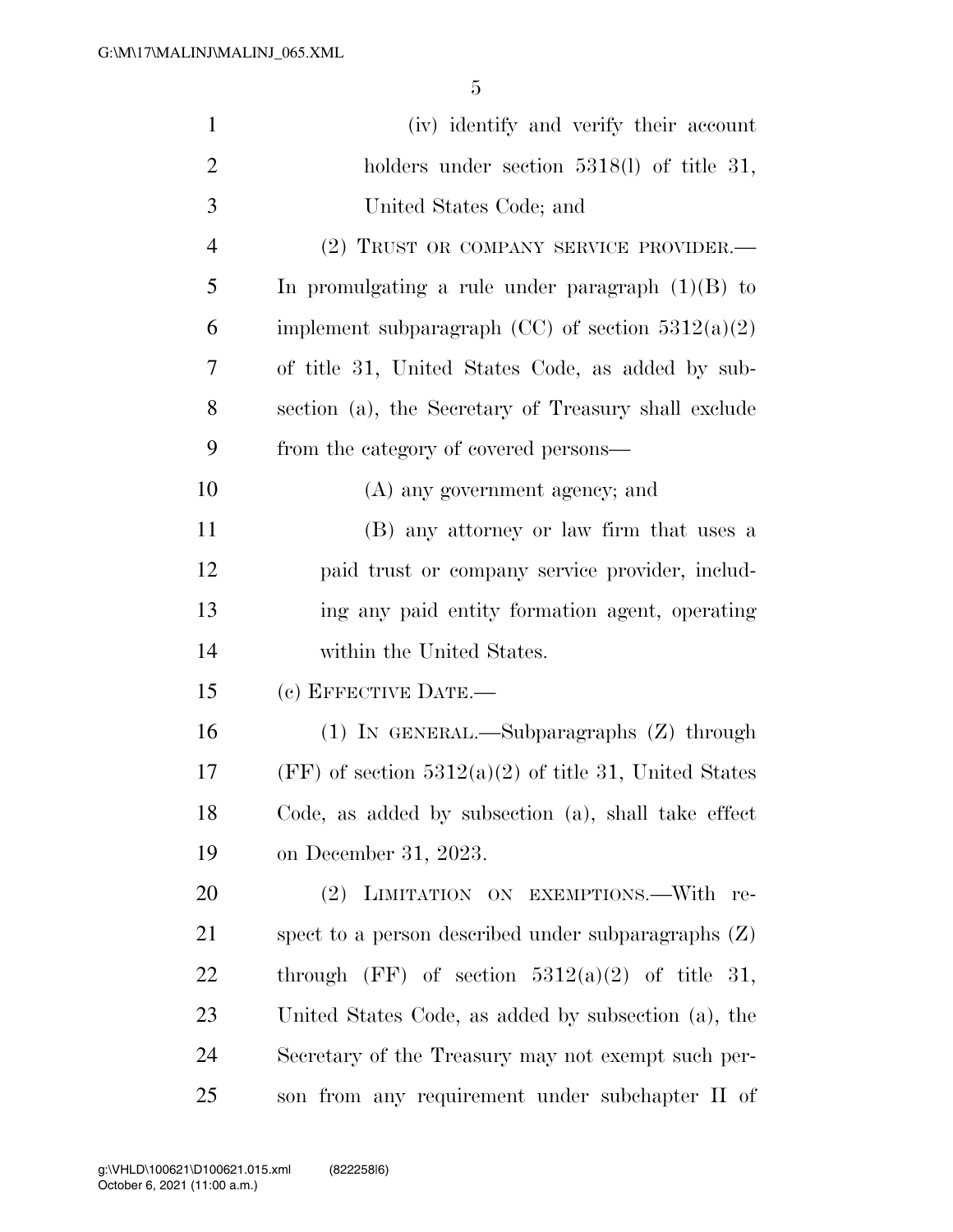(iv) identify and verify their account holders under section 5318(l) of title 31, United States Code; and

(2) TRUST OR COMPANY SERVICE PROVIDER.—In promulgating a rule under paragraph (1)(B) to implement subparagraph (CC) of section 5312(a)(2) of title 31, United States Code, as added by subsection (a), the Secretary of Treasury shall exclude from the category of covered persons—

(A) any government agency; and

(B) any attorney or law firm that uses a paid trust or company service provider, including any paid entity formation agent, operating within the United States.

(c) EFFECTIVE DATE.—

(1) IN GENERAL.—Subparagraphs (Z) through (FF) of section 5312(a)(2) of title 31, United States Code, as added by subsection (a), shall take effect on December 31, 2023.

(2) LIMITATION ON EXEMPTIONS.—With respect to a person described under subparagraphs (Z) through (FF) of section 5312(a)(2) of title 31, United States Code, as added by subsection (a), the Secretary of the Treasury may not exempt such person from any requirement under subchapter II of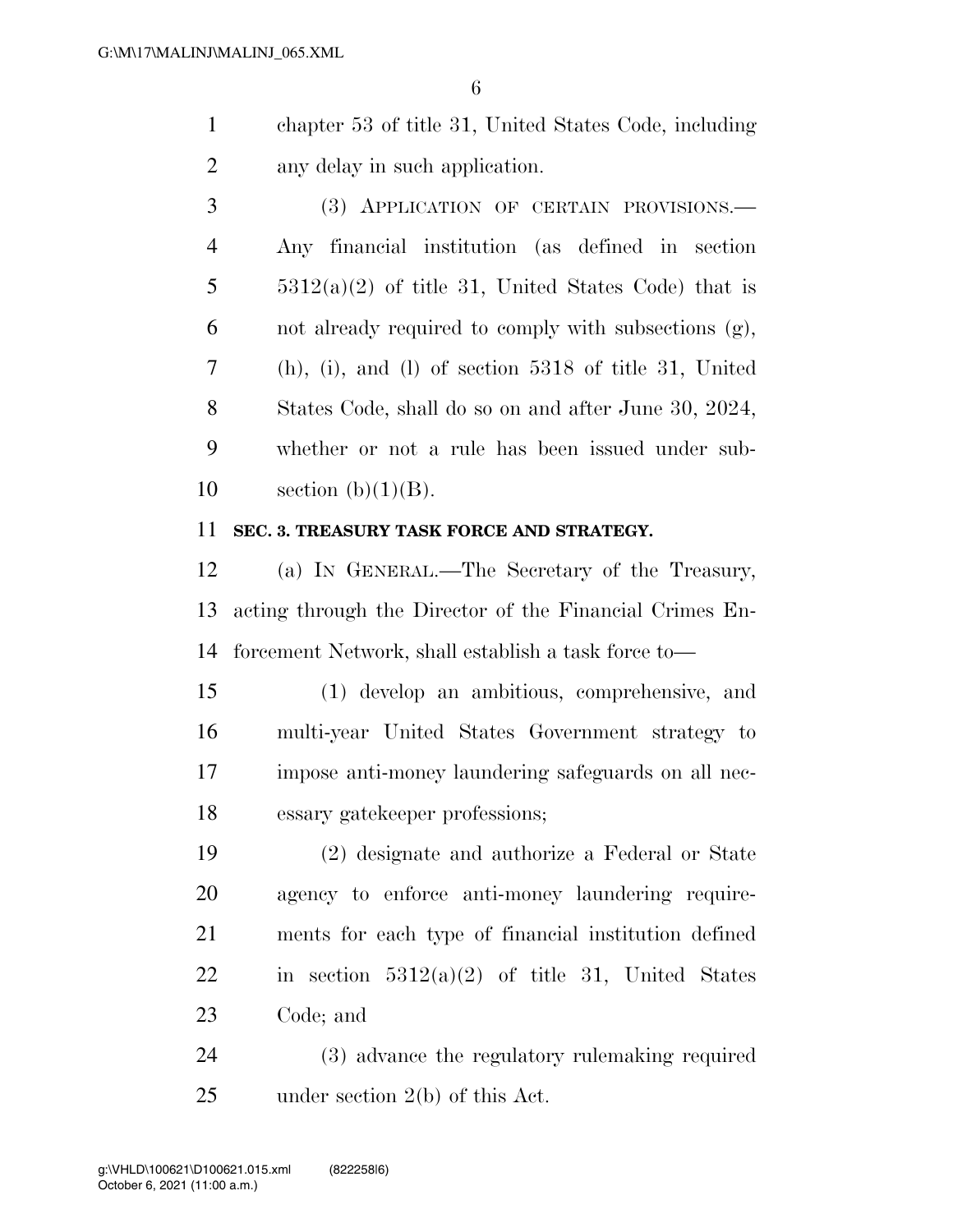chapter 53 of title 31, United States Code, including any delay in such application.

(3) APPLICATION OF CERTAIN PROVISIONS.—Any financial institution (as defined in section 5312(a)(2) of title 31, United States Code) that is not already required to comply with subsections (g), (h), (i), and (l) of section 5318 of title 31, United States Code, shall do so on and after June 30, 2024, whether or not a rule has been issued under subsection (b)(1)(B).

**SEC. 3. TREASURY TASK FORCE AND STRATEGY.**

(a) IN GENERAL.—The Secretary of the Treasury, acting through the Director of the Financial Crimes Enforcement Network, shall establish a task force to—

(1) develop an ambitious, comprehensive, and multi-year United States Government strategy to impose anti-money laundering safeguards on all necessary gatekeeper professions;

(2) designate and authorize a Federal or State agency to enforce anti-money laundering requirements for each type of financial institution defined in section 5312(a)(2) of title 31, United States Code; and

(3) advance the regulatory rulemaking required under section 2(b) of this Act.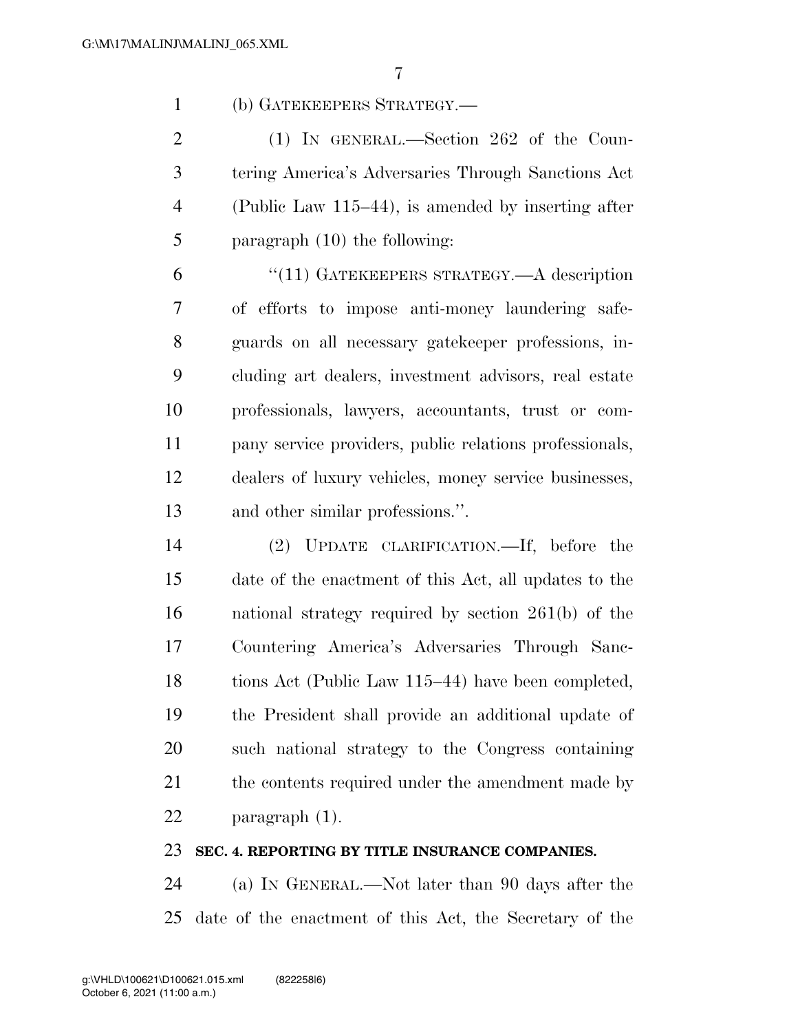(b) GATEKEEPERS STRATEGY.—

(1) IN GENERAL.—Section 262 of the Countering America's Adversaries Through Sanctions Act (Public Law 115–44), is amended by inserting after paragraph (10) the following:

"(11) GATEKEEPERS STRATEGY.—A description of efforts to impose anti-money laundering safeguards on all necessary gatekeeper professions, including art dealers, investment advisors, real estate professionals, lawyers, accountants, trust or company service providers, public relations professionals, dealers of luxury vehicles, money service businesses, and other similar professions.".

(2) UPDATE CLARIFICATION.—If, before the date of the enactment of this Act, all updates to the national strategy required by section 261(b) of the Countering America's Adversaries Through Sanctions Act (Public Law 115–44) have been completed, the President shall provide an additional update of such national strategy to the Congress containing the contents required under the amendment made by paragraph (1).

**SEC. 4. REPORTING BY TITLE INSURANCE COMPANIES.**

(a) IN GENERAL.—Not later than 90 days after the date of the enactment of this Act, the Secretary of the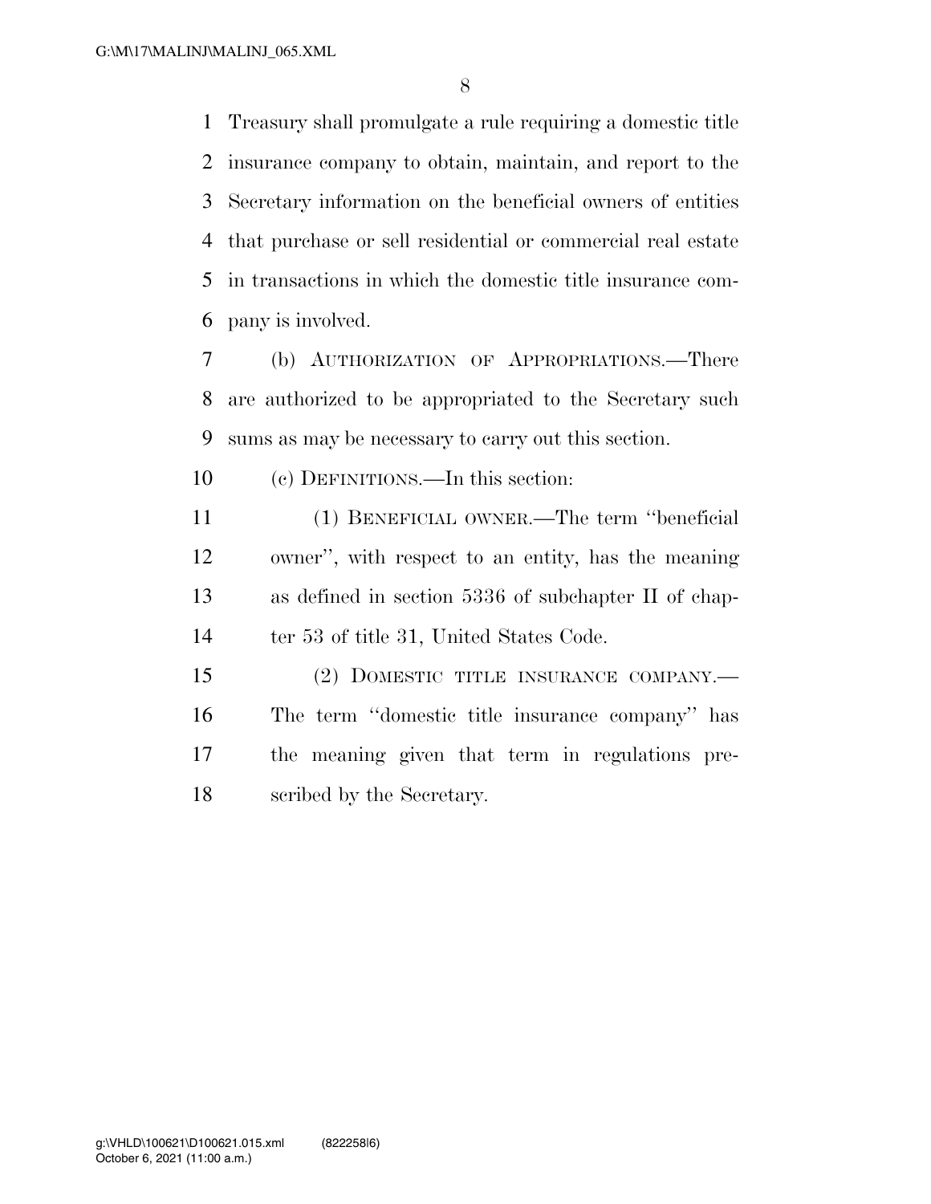Treasury shall promulgate a rule requiring a domestic title insurance company to obtain, maintain, and report to the Secretary information on the beneficial owners of entities that purchase or sell residential or commercial real estate in transactions in which the domestic title insurance company is involved.

(b) AUTHORIZATION OF APPROPRIATIONS.—There are authorized to be appropriated to the Secretary such sums as may be necessary to carry out this section.

(c) DEFINITIONS.—In this section:

(1) BENEFICIAL OWNER.—The term ''beneficial owner'', with respect to an entity, has the meaning as defined in section 5336 of subchapter II of chapter 53 of title 31, United States Code.

(2) DOMESTIC TITLE INSURANCE COMPANY.—The term ''domestic title insurance company'' has the meaning given that term in regulations prescribed by the Secretary.